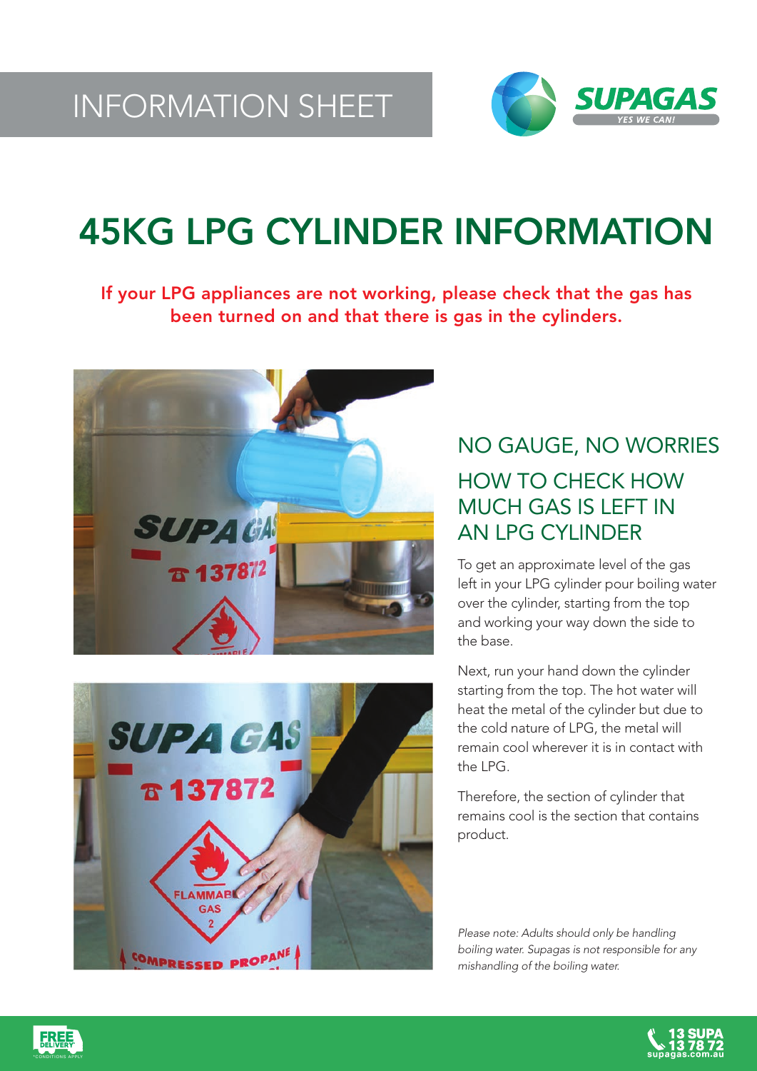INFORMATION SHEET

SUPAGAS
YES WE CAN!

# 45KG LPG CYLINDER INFORMATION

**If your LPG appliances are not working, please check that the gas has been turned on and that there is gas in the cylinders.**

## NO GAUGE, NO WORRIES

## HOW TO CHECK HOW MUCH GAS IS LEFT IN AN LPG CYLINDER

To get an approximate level of the gas left in your LPG cylinder pour boiling water over the cylinder, starting from the top and working your way down the side to the base.

Next, run your hand down the cylinder starting from the top. The hot water will heat the metal of the cylinder but due to the cold nature of LPG, the metal will remain cool wherever it is in contact with the LPG.

Therefore, the section of cylinder that remains cool is the section that contains product.

*Please note: Adults should only be handling boiling water. Supagas is not responsible for any mishandling of the boiling water.*

FREE DELIVERY* *CONDITIONS APPLY

13 SUPA
13 78 72
supagas.com.au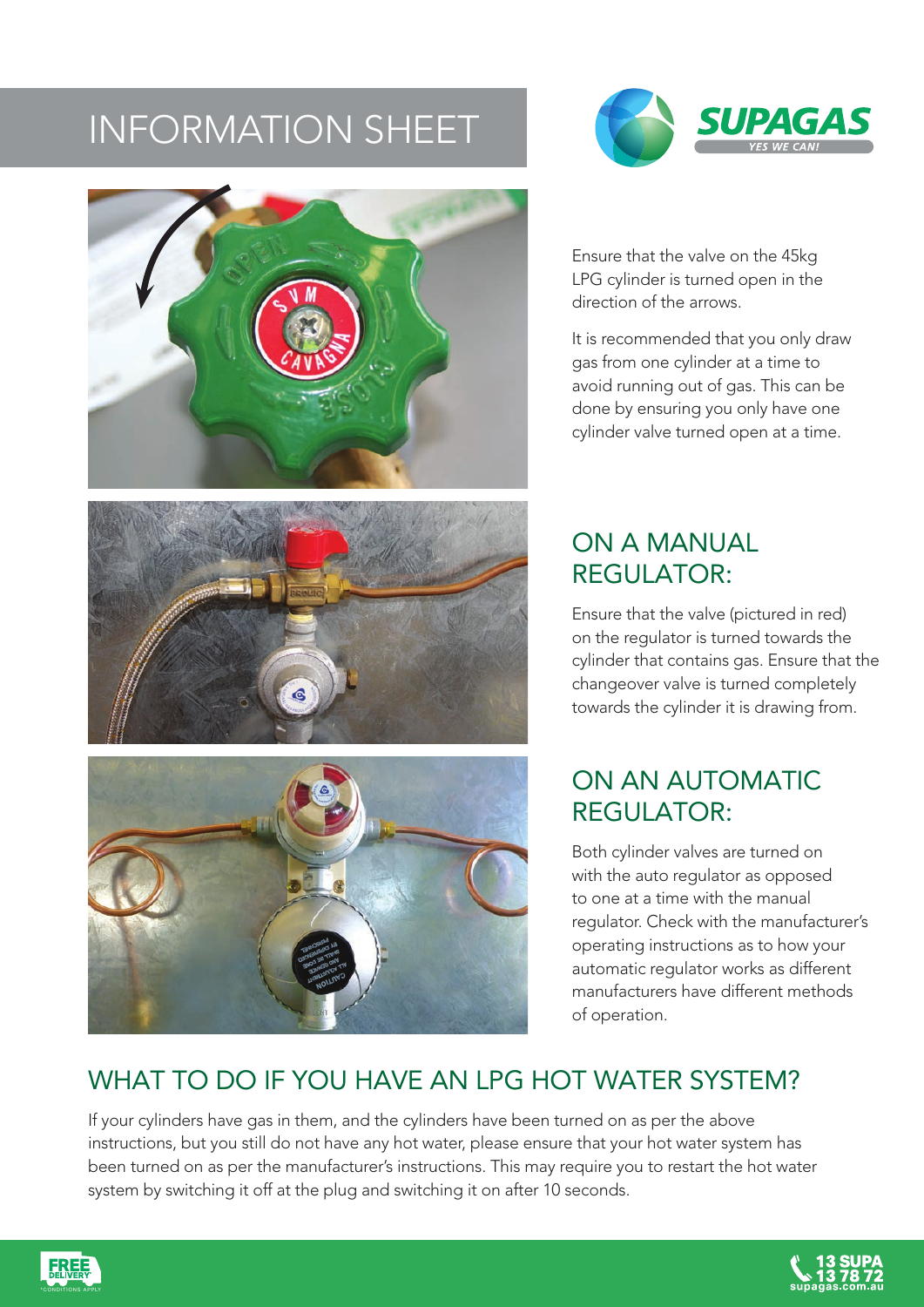# INFORMATION SHEET

Ensure that the valve on the 45kg LPG cylinder is turned open in the direction of the arrows.

It is recommended that you only draw gas from one cylinder at a time to avoid running out of gas. This can be done by ensuring you only have one cylinder valve turned open at a time.

## ON A MANUAL REGULATOR:

Ensure that the valve (pictured in red) on the regulator is turned towards the cylinder that contains gas. Ensure that the changeover valve is turned completely towards the cylinder it is drawing from.

## ON AN AUTOMATIC REGULATOR:

Both cylinder valves are turned on with the auto regulator as opposed to one at a time with the manual regulator. Check with the manufacturer's operating instructions as to how your automatic regulator works as different manufacturers have different methods of operation.

## WHAT TO DO IF YOU HAVE AN LPG HOT WATER SYSTEM?

If your cylinders have gas in them, and the cylinders have been turned on as per the above instructions, but you still do not have any hot water, please ensure that your hot water system has been turned on as per the manufacturer's instructions. This may require you to restart the hot water system by switching it off at the plug and switching it on after 10 seconds.